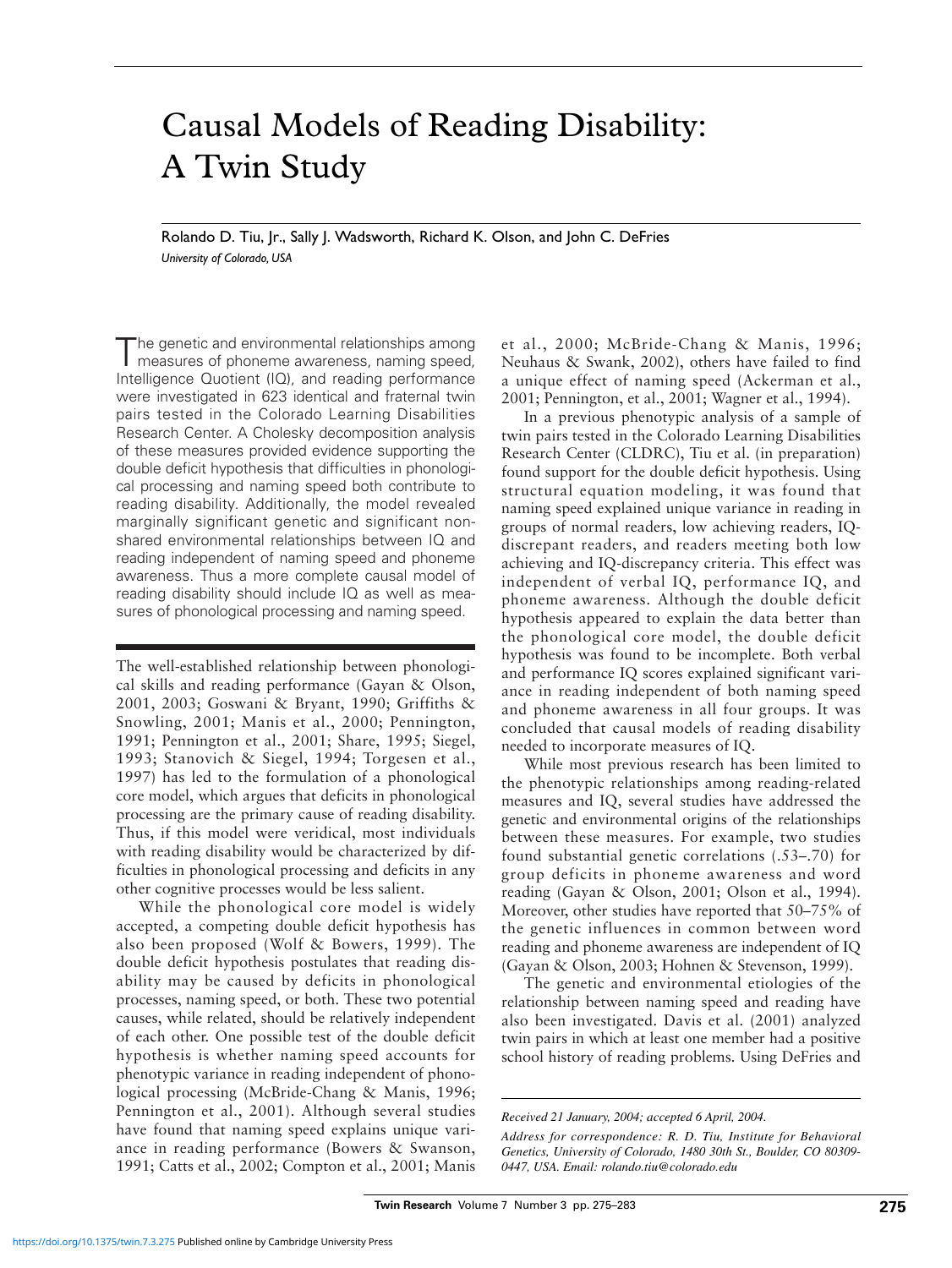# Causal Models of Reading Disability: A Twin Study

Rolando D. Tiu, Jr., Sally J. Wadsworth, Richard K. Olson, and John C. DeFries

*University of Colorado, USA*

The genetic and environmental relationships among measures of phoneme awareness, naming speed, Intelligence Quotient (IQ), and reading performance were investigated in 623 identical and fraternal twin pairs tested in the Colorado Learning Disabilities Research Center. A Cholesky decomposition analysis of these measures provided evidence supporting the double deficit hypothesis that difficulties in phonological processing and naming speed both contribute to reading disability. Additionally, the model revealed marginally significant genetic and significant nonshared environmental relationships between IQ and reading independent of naming speed and phoneme awareness. Thus a more complete causal model of reading disability should include IQ as well as measures of phonological processing and naming speed.

The well-established relationship between phonological skills and reading performance (Gayan & Olson, 2001, 2003; Goswani & Bryant, 1990; Griffiths & Snowling, 2001; Manis et al., 2000; Pennington, 1991; Pennington et al., 2001; Share, 1995; Siegel, 1993; Stanovich & Siegel, 1994; Torgesen et al., 1997) has led to the formulation of a phonological core model, which argues that deficits in phonological processing are the primary cause of reading disability. Thus, if this model were veridical, most individuals with reading disability would be characterized by difficulties in phonological processing and deficits in any other cognitive processes would be less salient.

While the phonological core model is widely accepted, a competing double deficit hypothesis has also been proposed (Wolf & Bowers, 1999). The double deficit hypothesis postulates that reading disability may be caused by deficits in phonological processes, naming speed, or both. These two potential causes, while related, should be relatively independent of each other. One possible test of the double deficit hypothesis is whether naming speed accounts for phenotypic variance in reading independent of phonological processing (McBride-Chang & Manis, 1996; Pennington et al., 2001). Although several studies have found that naming speed explains unique variance in reading performance (Bowers & Swanson, 1991; Catts et al., 2002; Compton et al., 2001; Manis et al., 2000; McBride-Chang & Manis, 1996; Neuhaus & Swank, 2002), others have failed to find a unique effect of naming speed (Ackerman et al., 2001; Pennington, et al., 2001; Wagner et al., 1994).

In a previous phenotypic analysis of a sample of twin pairs tested in the Colorado Learning Disabilities Research Center (CLDRC), Tiu et al. (in preparation) found support for the double deficit hypothesis. Using structural equation modeling, it was found that naming speed explained unique variance in reading in groups of normal readers, low achieving readers, IQ-discrepant readers, and readers meeting both low achieving and IQ-discrepancy criteria. This effect was independent of verbal IQ, performance IQ, and phoneme awareness. Although the double deficit hypothesis appeared to explain the data better than the phonological core model, the double deficit hypothesis was found to be incomplete. Both verbal and performance IQ scores explained significant variance in reading independent of both naming speed and phoneme awareness in all four groups. It was concluded that causal models of reading disability needed to incorporate measures of IQ.

While most previous research has been limited to the phenotypic relationships among reading-related measures and IQ, several studies have addressed the genetic and environmental origins of the relationships between these measures. For example, two studies found substantial genetic correlations (.53–.70) for group deficits in phoneme awareness and word reading (Gayan & Olson, 2001; Olson et al., 1994). Moreover, other studies have reported that 50–75% of the genetic influences in common between word reading and phoneme awareness are independent of IQ (Gayan & Olson, 2003; Hohnen & Stevenson, 1999).

The genetic and environmental etiologies of the relationship between naming speed and reading have also been investigated. Davis et al. (2001) analyzed twin pairs in which at least one member had a positive school history of reading problems. Using DeFries and

*Received 21 January, 2004; accepted 6 April, 2004.*

*Address for correspondence: R. D. Tiu, Institute for Behavioral Genetics, University of Colorado, 1480 30th St., Boulder, CO 80309-0447, USA. Email: rolando.tiu@colorado.edu*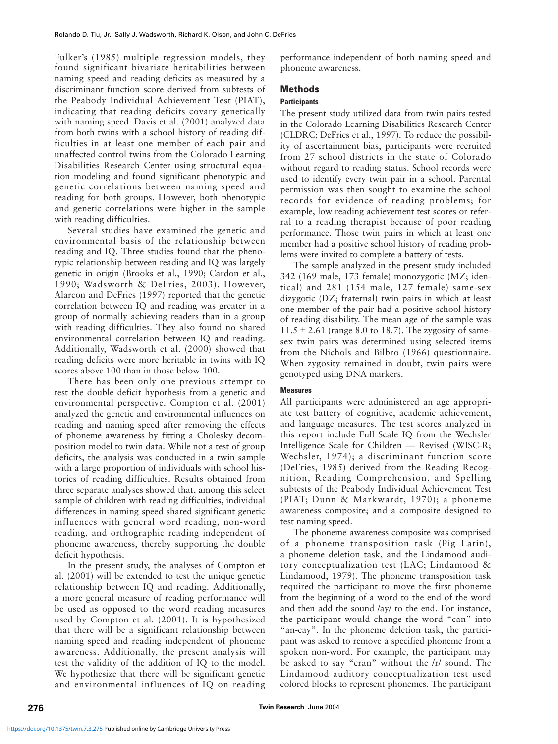Fulker's (1985) multiple regression models, they found significant bivariate heritabilities between naming speed and reading deficits as measured by a discriminant function score derived from subtests of the Peabody Individual Achievement Test (PIAT), indicating that reading deficits covary genetically with naming speed. Davis et al. (2001) analyzed data from both twins with a school history of reading difficulties in at least one member of each pair and unaffected control twins from the Colorado Learning Disabilities Research Center using structural equation modeling and found significant phenotypic and genetic correlations between naming speed and reading for both groups. However, both phenotypic and genetic correlations were higher in the sample with reading difficulties.

Several studies have examined the genetic and environmental basis of the relationship between reading and IQ. Three studies found that the phenotypic relationship between reading and IQ was largely genetic in origin (Brooks et al., 1990; Cardon et al., 1990; Wadsworth & DeFries, 2003). However, Alarcon and DeFries (1997) reported that the genetic correlation between IQ and reading was greater in a group of normally achieving readers than in a group with reading difficulties. They also found no shared environmental correlation between IQ and reading. Additionally, Wadsworth et al. (2000) showed that reading deficits were more heritable in twins with IQ scores above 100 than in those below 100.

There has been only one previous attempt to test the double deficit hypothesis from a genetic and environmental perspective. Compton et al. (2001) analyzed the genetic and environmental influences on reading and naming speed after removing the effects of phoneme awareness by fitting a Cholesky decomposition model to twin data. While not a test of group deficits, the analysis was conducted in a twin sample with a large proportion of individuals with school histories of reading difficulties. Results obtained from three separate analyses showed that, among this select sample of children with reading difficulties, individual differences in naming speed shared significant genetic influences with general word reading, non-word reading, and orthographic reading independent of phoneme awareness, thereby supporting the double deficit hypothesis.

In the present study, the analyses of Compton et al. (2001) will be extended to test the unique genetic relationship between IQ and reading. Additionally, a more general measure of reading performance will be used as opposed to the word reading measures used by Compton et al. (2001). It is hypothesized that there will be a significant relationship between naming speed and reading independent of phoneme awareness. Additionally, the present analysis will test the validity of the addition of IQ to the model. We hypothesize that there will be significant genetic and environmental influences of IQ on reading performance independent of both naming speed and phoneme awareness.

## Methods

### Participants

The present study utilized data from twin pairs tested in the Colorado Learning Disabilities Research Center (CLDRC; DeFries et al., 1997). To reduce the possibility of ascertainment bias, participants were recruited from 27 school districts in the state of Colorado without regard to reading status. School records were used to identify every twin pair in a school. Parental permission was then sought to examine the school records for evidence of reading problems; for example, low reading achievement test scores or referral to a reading therapist because of poor reading performance. Those twin pairs in which at least one member had a positive school history of reading problems were invited to complete a battery of tests.

The sample analyzed in the present study included 342 (169 male, 173 female) monozygotic (MZ; identical) and 281 (154 male, 127 female) same-sex dizygotic (DZ; fraternal) twin pairs in which at least one member of the pair had a positive school history of reading disability. The mean age of the sample was $11.5 \pm 2.61$ (range 8.0 to 18.7). The zygosity of same-sex twin pairs was determined using selected items from the Nichols and Bilbro (1966) questionnaire. When zygosity remained in doubt, twin pairs were genotyped using DNA markers.

### Measures

All participants were administered an age appropriate test battery of cognitive, academic achievement, and language measures. The test scores analyzed in this report include Full Scale IQ from the Wechsler Intelligence Scale for Children — Revised (WISC-R; Wechsler, 1974); a discriminant function score (DeFries, 1985) derived from the Reading Recognition, Reading Comprehension, and Spelling subtests of the Peabody Individual Achievement Test (PIAT; Dunn & Markwardt, 1970); a phoneme awareness composite; and a composite designed to test naming speed.

The phoneme awareness composite was comprised of a phoneme transposition task (Pig Latin), a phoneme deletion task, and the Lindamood auditory conceptualization test (LAC; Lindamood & Lindamood, 1979). The phoneme transposition task required the participant to move the first phoneme from the beginning of a word to the end of the word and then add the sound /ay/ to the end. For instance, the participant would change the word "can" into "an-cay". In the phoneme deletion task, the participant was asked to remove a specified phoneme from a spoken non-word. For example, the participant may be asked to say "cran" without the /r/ sound. The Lindamood auditory conceptualization test used colored blocks to represent phonemes. The participant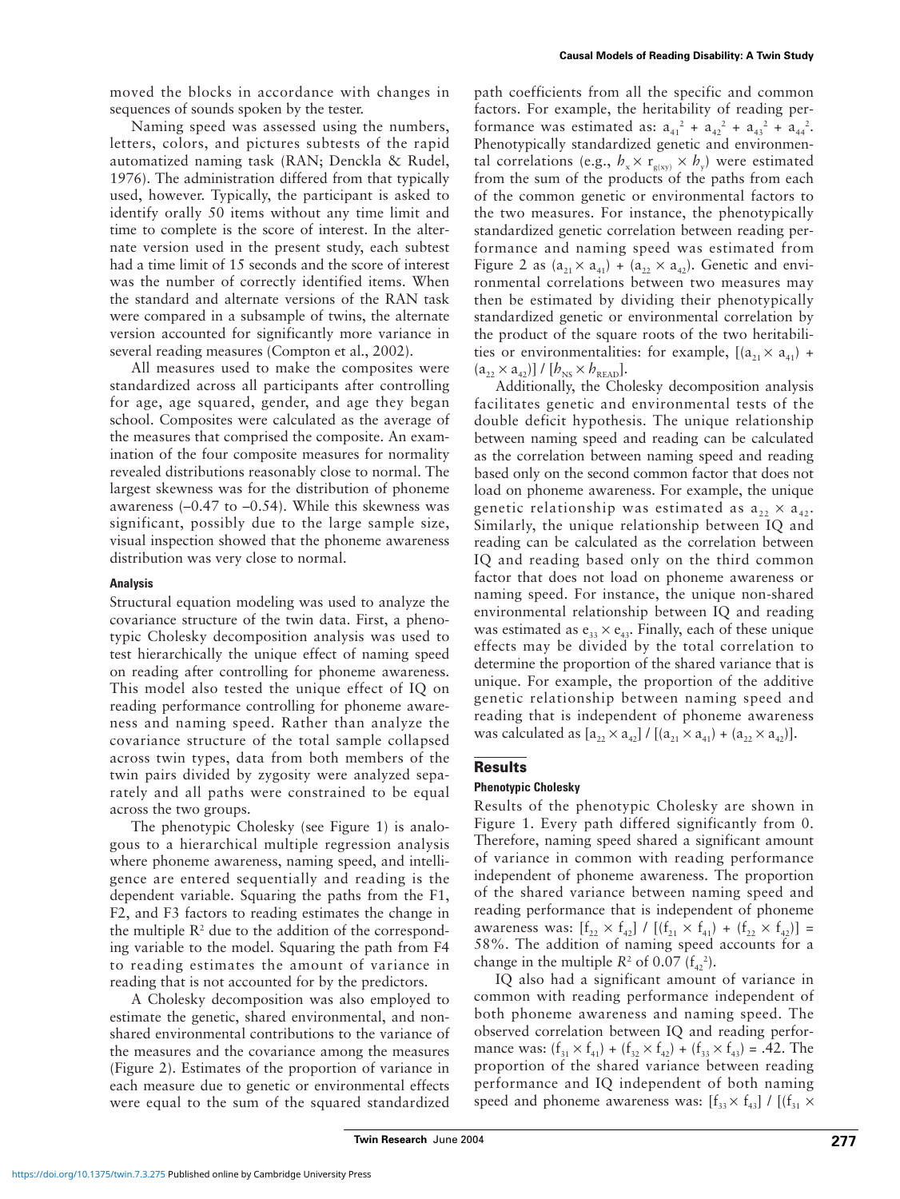moved the blocks in accordance with changes in sequences of sounds spoken by the tester.

Naming speed was assessed using the numbers, letters, colors, and pictures subtests of the rapid automatized naming task (RAN; Denckla & Rudel, 1976). The administration differed from that typically used, however. Typically, the participant is asked to identify orally 50 items without any time limit and time to complete is the score of interest. In the alternate version used in the present study, each subtest had a time limit of 15 seconds and the score of interest was the number of correctly identified items. When the standard and alternate versions of the RAN task were compared in a subsample of twins, the alternate version accounted for significantly more variance in several reading measures (Compton et al., 2002).

All measures used to make the composites were standardized across all participants after controlling for age, age squared, gender, and age they began school. Composites were calculated as the average of the measures that comprised the composite. An examination of the four composite measures for normality revealed distributions reasonably close to normal. The largest skewness was for the distribution of phoneme awareness (–0.47 to –0.54). While this skewness was significant, possibly due to the large sample size, visual inspection showed that the phoneme awareness distribution was very close to normal.

#### Analysis

Structural equation modeling was used to analyze the covariance structure of the twin data. First, a phenotypic Cholesky decomposition analysis was used to test hierarchically the unique effect of naming speed on reading after controlling for phoneme awareness. This model also tested the unique effect of IQ on reading performance controlling for phoneme awareness and naming speed. Rather than analyze the covariance structure of the total sample collapsed across twin types, data from both members of the twin pairs divided by zygosity were analyzed separately and all paths were constrained to be equal across the two groups.

The phenotypic Cholesky (see Figure 1) is analogous to a hierarchical multiple regression analysis where phoneme awareness, naming speed, and intelligence are entered sequentially and reading is the dependent variable. Squaring the paths from the F1, F2, and F3 factors to reading estimates the change in the multiple $R^2$ due to the addition of the corresponding variable to the model. Squaring the path from F4 to reading estimates the amount of variance in reading that is not accounted for by the predictors.

A Cholesky decomposition was also employed to estimate the genetic, shared environmental, and non-shared environmental contributions to the variance of the measures and the covariance among the measures (Figure 2). Estimates of the proportion of variance in each measure due to genetic or environmental effects were equal to the sum of the squared standardized path coefficients from all the specific and common factors. For example, the heritability of reading performance was estimated as: $a_{41}^2 + a_{42}^2 + a_{43}^2 + a_{44}^2$. Phenotypically standardized genetic and environmental correlations (e.g., $h_x \times r_{g(xy)} \times h_y$) were estimated from the sum of the products of the paths from each of the common genetic or environmental factors to the two measures. For instance, the phenotypically standardized genetic correlation between reading performance and naming speed was estimated from Figure 2 as $(a_{21} \times a_{41}) + (a_{22} \times a_{42})$. Genetic and environmental correlations between two measures may then be estimated by dividing their phenotypically standardized genetic or environmental correlation by the product of the square roots of the two heritabilities or environmentalities: for example, $[(a_{21} \times a_{41}) + (a_{22} \times a_{42})] / [h_{NS} \times h_{READ}]$.

Additionally, the Cholesky decomposition analysis facilitates genetic and environmental tests of the double deficit hypothesis. The unique relationship between naming speed and reading can be calculated as the correlation between naming speed and reading based only on the second common factor that does not load on phoneme awareness. For example, the unique genetic relationship was estimated as $a_{22} \times a_{42}$. Similarly, the unique relationship between IQ and reading can be calculated as the correlation between IQ and reading based only on the third common factor that does not load on phoneme awareness or naming speed. For instance, the unique non-shared environmental relationship between IQ and reading was estimated as $e_{33} \times e_{43}$. Finally, each of these unique effects may be divided by the total correlation to determine the proportion of the shared variance that is unique. For example, the proportion of the additive genetic relationship between naming speed and reading that is independent of phoneme awareness was calculated as $[a_{22} \times a_{42}] / [(a_{21} \times a_{41}) + (a_{22} \times a_{42})]$.

## Results

#### Phenotypic Cholesky

Results of the phenotypic Cholesky are shown in Figure 1. Every path differed significantly from 0. Therefore, naming speed shared a significant amount of variance in common with reading performance independent of phoneme awareness. The proportion of the shared variance between naming speed and reading performance that is independent of phoneme awareness was: $[f_{22} \times f_{42}] / [(f_{21} \times f_{41}) + (f_{22} \times f_{42})]$ = 58%. The addition of naming speed accounts for a change in the multiple $R^2$ of 0.07 ($f_{42}^2$).

IQ also had a significant amount of variance in common with reading performance independent of both phoneme awareness and naming speed. The observed correlation between IQ and reading performance was: $(f_{31} \times f_{41}) + (f_{32} \times f_{42}) + (f_{33} \times f_{43})$ = .42. The proportion of the shared variance between reading performance and IQ independent of both naming speed and phoneme awareness was: $[f_{33} \times f_{43}] / [(f_{31} \times$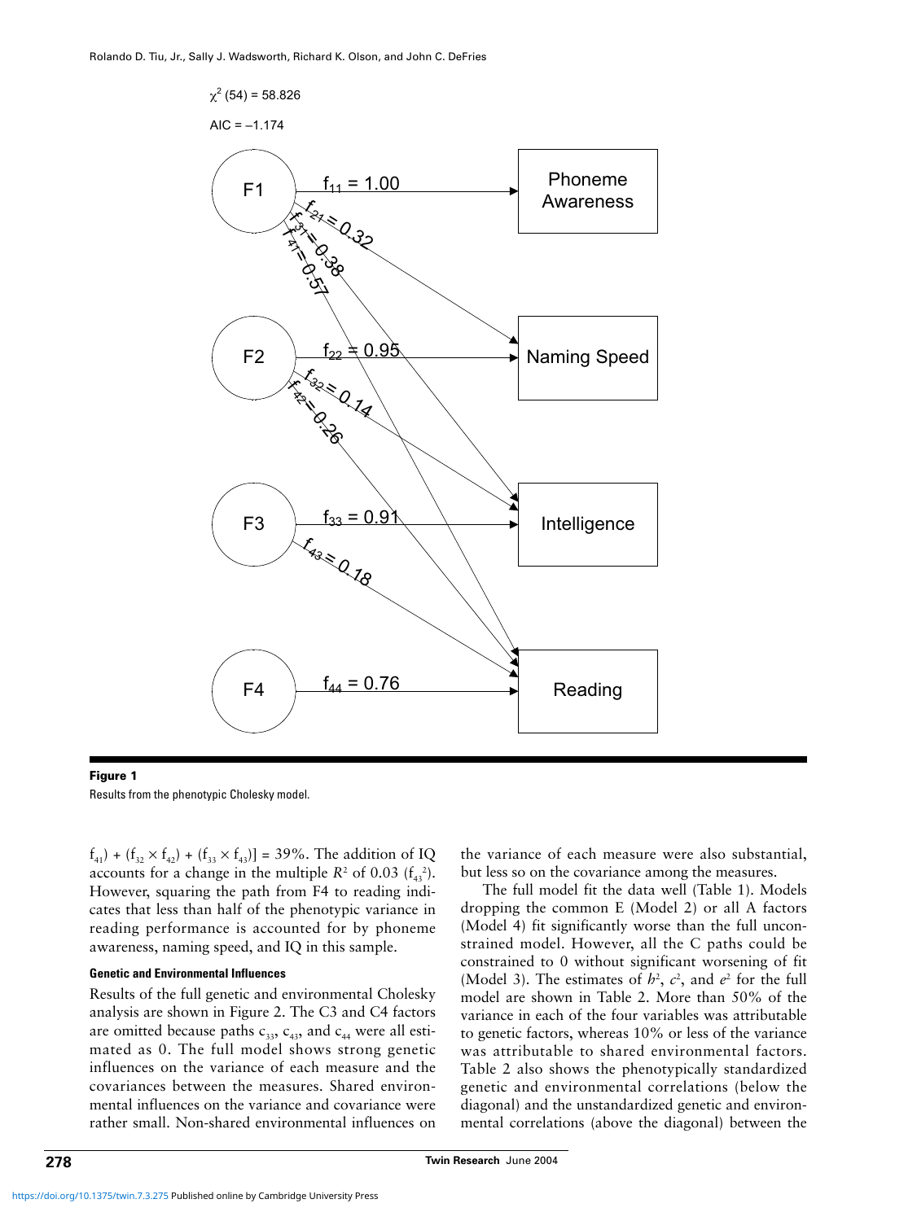$\chi^2$ (54) = 58.826

AIC = –1.174

F1 → Phoneme Awareness: $f_{11}$ = 1.00; F1 → Naming Speed: $f_{21}$ = 0.32; F1 → Intelligence: $f_{31}$ = 0.38; F1 → Reading: $f_{41}$ = 0.57

F2 → Naming Speed: $f_{22}$ = 0.95; F2 → Intelligence: $f_{32}$ = 0.14; F2 → Reading: $f_{42}$ = 0.26

F3 → Intelligence: $f_{33}$ = 0.91; F3 → Reading: $f_{43}$ = 0.18

F4 → Reading: $f_{44}$ = 0.76

**Figure 1**

Results from the phenotypic Cholesky model.

$f_{41}$) + ($f_{32} \times f_{42}$) + ($f_{33} \times f_{43}$)] = 39%. The addition of IQ accounts for a change in the multiple $R^2$ of 0.03 ($f_{43}^2$). However, squaring the path from F4 to reading indicates that less than half of the phenotypic variance in reading performance is accounted for by phoneme awareness, naming speed, and IQ in this sample.

#### Genetic and Environmental Influences

Results of the full genetic and environmental Cholesky analysis are shown in Figure 2. The C3 and C4 factors are omitted because paths $c_{33}$, $c_{43}$, and $c_{44}$ were all estimated as 0. The full model shows strong genetic influences on the variance of each measure and the covariances between the measures. Shared environmental influences on the variance and covariance were rather small. Non-shared environmental influences on the variance of each measure were also substantial, but less so on the covariance among the measures.

The full model fit the data well (Table 1). Models dropping the common E (Model 2) or all A factors (Model 4) fit significantly worse than the full unconstrained model. However, all the C paths could be constrained to 0 without significant worsening of fit (Model 3). The estimates of $h^2$, $c^2$, and $e^2$ for the full model are shown in Table 2. More than 50% of the variance in each of the four variables was attributable to genetic factors, whereas 10% or less of the variance was attributable to shared environmental factors. Table 2 also shows the phenotypically standardized genetic and environmental correlations (below the diagonal) and the unstandardized genetic and environmental correlations (above the diagonal) between the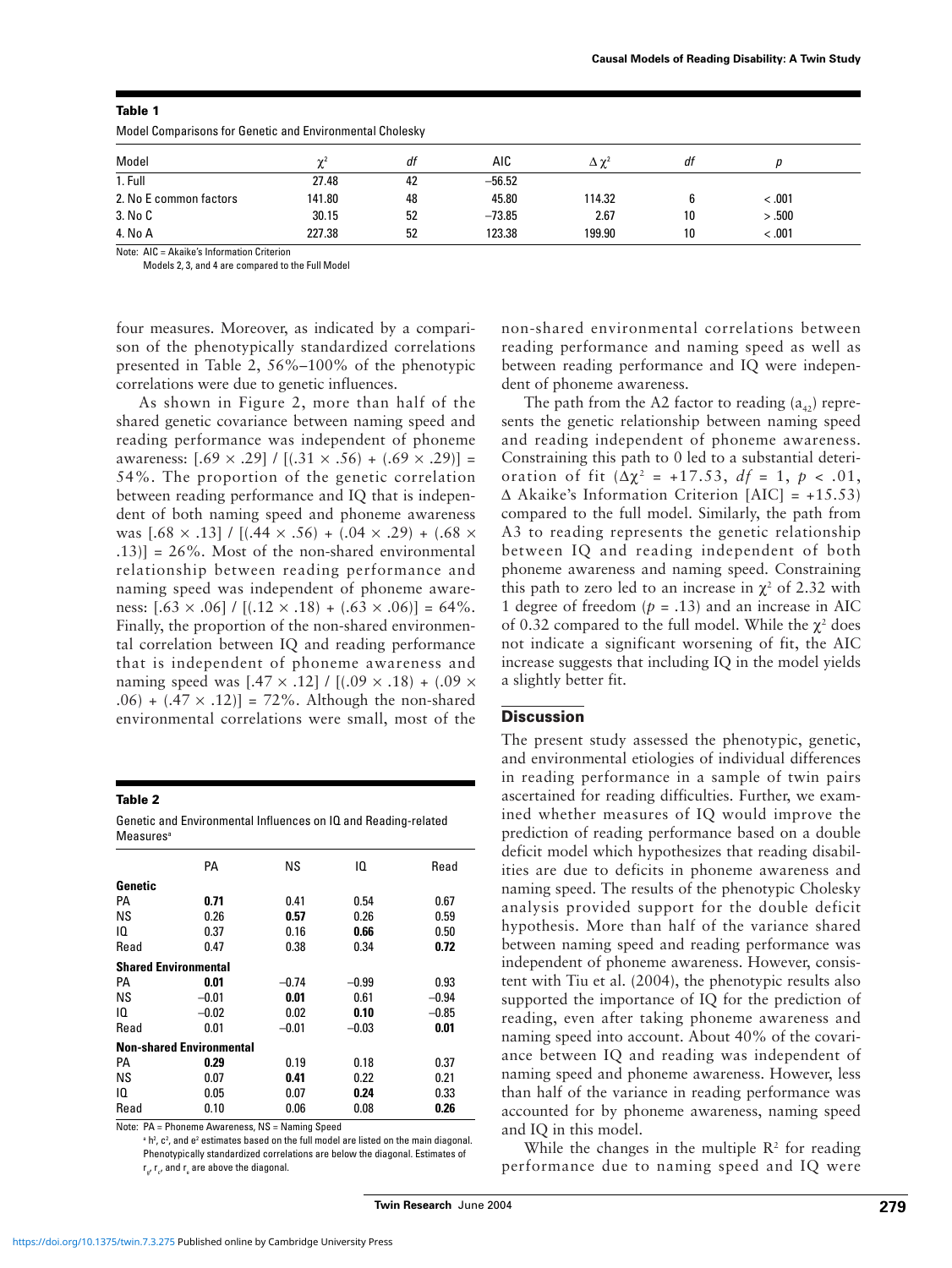**Table 1**

Model Comparisons for Genetic and Environmental Cholesky

| Model | $\chi^2$ | *df* | AIC | $\Delta\chi^2$ | *df* | *p* |
|---|---|---|---|---|---|---|
| 1. Full | 27.48 | 42 | −56.52 | | | |
| 2. No E common factors | 141.80 | 48 | 45.80 | 114.32 | 6 | < .001 |
| 3. No C | 30.15 | 52 | −73.85 | 2.67 | 10 | > .500 |
| 4. No A | 227.38 | 52 | 123.38 | 199.90 | 10 | < .001 |

Note: AIC = Akaike's Information Criterion
Models 2, 3, and 4 are compared to the Full Model

four measures. Moreover, as indicated by a comparison of the phenotypically standardized correlations presented in Table 2, 56%–100% of the phenotypic correlations were due to genetic influences.

As shown in Figure 2, more than half of the shared genetic covariance between naming speed and reading performance was independent of phoneme awareness: [.69 × .29] / [(.31 × .56) + (.69 × .29)] = 54%. The proportion of the genetic correlation between reading performance and IQ that is independent of both naming speed and phoneme awareness was [.68 × .13] / [(.44 × .56) + (.04 × .29) + (.68 × .13)] = 26%. Most of the non-shared environmental relationship between reading performance and naming speed was independent of phoneme awareness: [.63 × .06] / [(.12 × .18) + (.63 × .06)] = 64%. Finally, the proportion of the non-shared environmental correlation between IQ and reading performance that is independent of phoneme awareness and naming speed was [.47 × .12] / [(.09 × .18) + (.09 × .06) + (.47 × .12)] = 72%. Although the non-shared environmental correlations were small, most of the non-shared environmental correlations between reading performance and naming speed as well as between reading performance and IQ were independent of phoneme awareness.

The path from the A2 factor to reading ($a_{42}$) represents the genetic relationship between naming speed and reading independent of phoneme awareness. Constraining this path to 0 led to a substantial deterioration of fit ($\Delta\chi^2$ = +17.53, *df* = 1, $p < .01$, Δ Akaike's Information Criterion [AIC] = +15.53) compared to the full model. Similarly, the path from A3 to reading represents the genetic relationship between IQ and reading independent of both phoneme awareness and naming speed. Constraining this path to zero led to an increase in $\chi^2$ of 2.32 with 1 degree of freedom ($p = .13$) and an increase in AIC of 0.32 compared to the full model. While the $\chi^2$ does not indicate a significant worsening of fit, the AIC increase suggests that including IQ in the model yields a slightly better fit.

**Table 2**

Genetic and Environmental Influences on IQ and Reading-related Measures[a]

| | PA | NS | IQ | Read |
|---|---|---|---|---|
| **Genetic** | | | | |
| PA | **0.71** | 0.41 | 0.54 | 0.67 |
| NS | 0.26 | **0.57** | 0.26 | 0.59 |
| IQ | 0.37 | 0.16 | **0.66** | 0.50 |
| Read | 0.47 | 0.38 | 0.34 | **0.72** |
| **Shared Environmental** | | | | |
| PA | **0.01** | −0.74 | −0.99 | 0.93 |
| NS | −0.01 | **0.01** | 0.61 | −0.94 |
| IQ | −0.02 | 0.02 | **0.10** | −0.85 |
| Read | 0.01 | −0.01 | −0.03 | **0.01** |
| **Non-shared Environmental** | | | | |
| PA | **0.29** | 0.19 | 0.18 | 0.37 |
| NS | 0.07 | **0.41** | 0.22 | 0.21 |
| IQ | 0.05 | 0.07 | **0.24** | 0.33 |
| Read | 0.10 | 0.06 | 0.08 | **0.26** |

Note: PA = Phoneme Awareness, NS = Naming Speed
[a] $h^2$, $c^2$, and $e^2$ estimates based on the full model are listed on the main diagonal. Phenotypically standardized correlations are below the diagonal. Estimates of $r_g$, $r_c$, and $r_e$ are above the diagonal.

## Discussion

The present study assessed the phenotypic, genetic, and environmental etiologies of individual differences in reading performance in a sample of twin pairs ascertained for reading difficulties. Further, we examined whether measures of IQ would improve the prediction of reading performance based on a double deficit model which hypothesizes that reading disabilities are due to deficits in phoneme awareness and naming speed. The results of the phenotypic Cholesky analysis provided support for the double deficit hypothesis. More than half of the variance shared between naming speed and reading performance was independent of phoneme awareness. However, consistent with Tiu et al. (2004), the phenotypic results also supported the importance of IQ for the prediction of reading, even after taking phoneme awareness and naming speed into account. About 40% of the covariance between IQ and reading was independent of naming speed and phoneme awareness. However, less than half of the variance in reading performance was accounted for by phoneme awareness, naming speed and IQ in this model.

While the changes in the multiple $R^2$ for reading performance due to naming speed and IQ were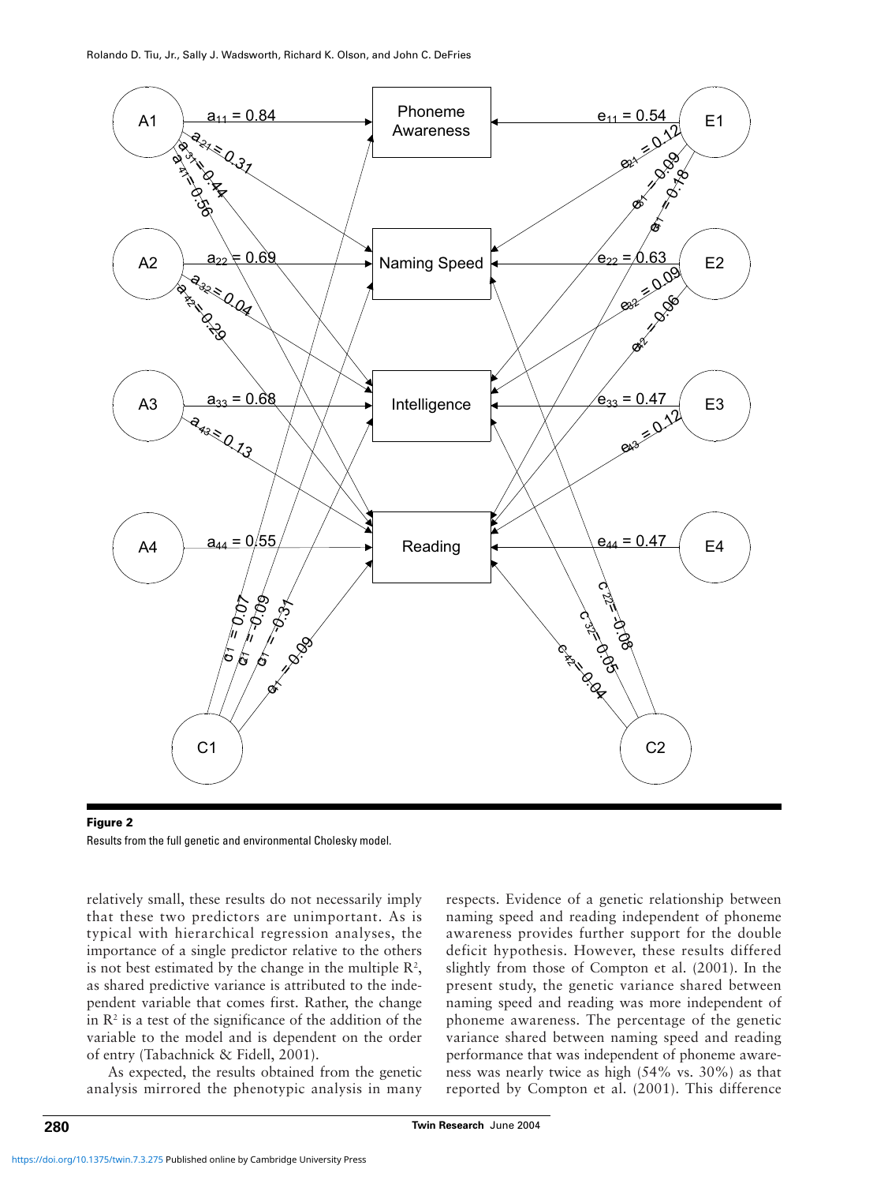**Figure 2**

Results from the full genetic and environmental Cholesky model.

relatively small, these results do not necessarily imply that these two predictors are unimportant. As is typical with hierarchical regression analyses, the importance of a single predictor relative to the others is not best estimated by the change in the multiple $R^2$, as shared predictive variance is attributed to the independent variable that comes first. Rather, the change in $R^2$ is a test of the significance of the addition of the variable to the model and is dependent on the order of entry (Tabachnick & Fidell, 2001).

As expected, the results obtained from the genetic analysis mirrored the phenotypic analysis in many respects. Evidence of a genetic relationship between naming speed and reading independent of phoneme awareness provides further support for the double deficit hypothesis. However, these results differed slightly from those of Compton et al. (2001). In the present study, the genetic variance shared between naming speed and reading was more independent of phoneme awareness. The percentage of the genetic variance shared between naming speed and reading performance that was independent of phoneme awareness was nearly twice as high (54% vs. 30%) as that reported by Compton et al. (2001). This difference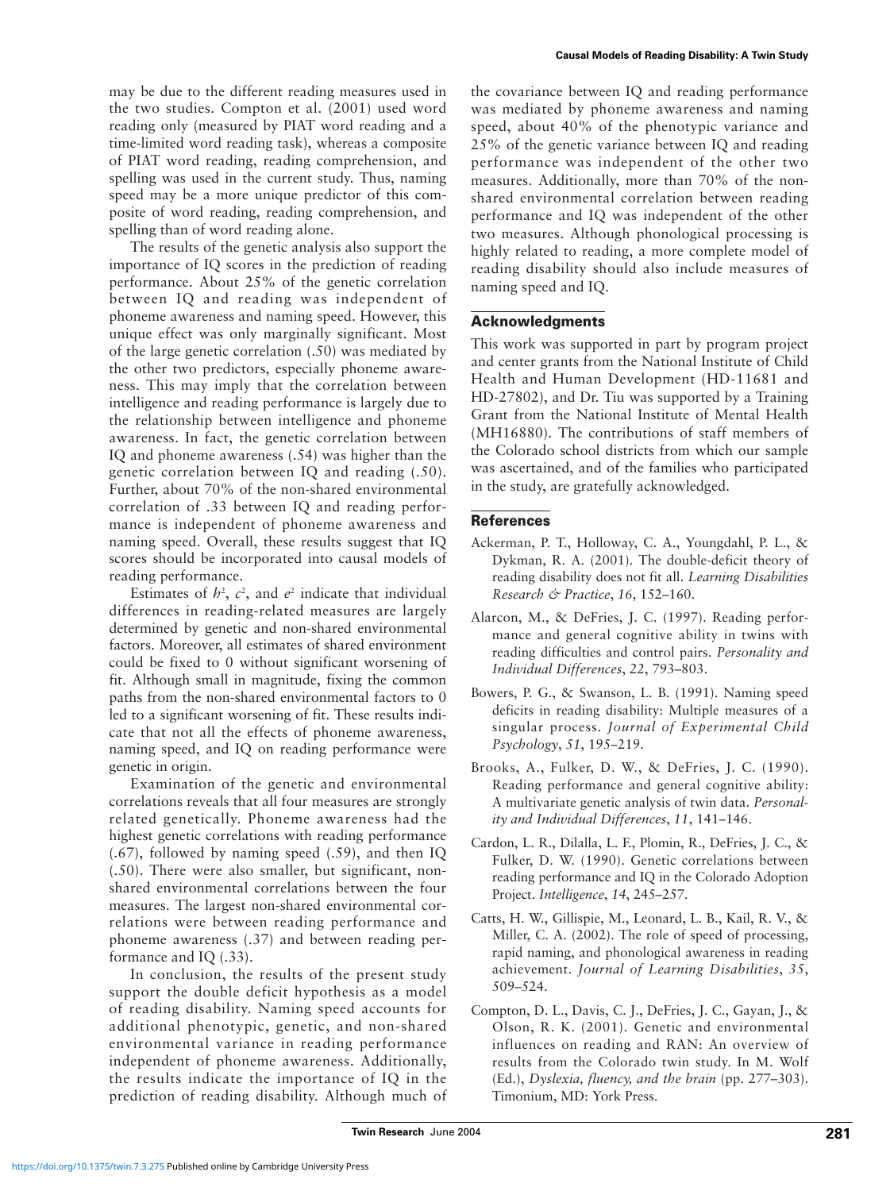may be due to the different reading measures used in the two studies. Compton et al. (2001) used word reading only (measured by PIAT word reading and a time-limited word reading task), whereas a composite of PIAT word reading, reading comprehension, and spelling was used in the current study. Thus, naming speed may be a more unique predictor of this composite of word reading, reading comprehension, and spelling than of word reading alone.

The results of the genetic analysis also support the importance of IQ scores in the prediction of reading performance. About 25% of the genetic correlation between IQ and reading was independent of phoneme awareness and naming speed. However, this unique effect was only marginally significant. Most of the large genetic correlation (.50) was mediated by the other two predictors, especially phoneme awareness. This may imply that the correlation between intelligence and reading performance is largely due to the relationship between intelligence and phoneme awareness. In fact, the genetic correlation between IQ and phoneme awareness (.54) was higher than the genetic correlation between IQ and reading (.50). Further, about 70% of the non-shared environmental correlation of .33 between IQ and reading performance is independent of phoneme awareness and naming speed. Overall, these results suggest that IQ scores should be incorporated into causal models of reading performance.

Estimates of $h^2$, $c^2$, and $e^2$ indicate that individual differences in reading-related measures are largely determined by genetic and non-shared environmental factors. Moreover, all estimates of shared environment could be fixed to 0 without significant worsening of fit. Although small in magnitude, fixing the common paths from the non-shared environmental factors to 0 led to a significant worsening of fit. These results indicate that not all the effects of phoneme awareness, naming speed, and IQ on reading performance were genetic in origin.

Examination of the genetic and environmental correlations reveals that all four measures are strongly related genetically. Phoneme awareness had the highest genetic correlations with reading performance (.67), followed by naming speed (.59), and then IQ (.50). There were also smaller, but significant, non-shared environmental correlations between the four measures. The largest non-shared environmental correlations were between reading performance and phoneme awareness (.37) and between reading performance and IQ (.33).

In conclusion, the results of the present study support the double deficit hypothesis as a model of reading disability. Naming speed accounts for additional phenotypic, genetic, and non-shared environmental variance in reading performance independent of phoneme awareness. Additionally, the results indicate the importance of IQ in the prediction of reading disability. Although much of the covariance between IQ and reading performance was mediated by phoneme awareness and naming speed, about 40% of the phenotypic variance and 25% of the genetic variance between IQ and reading performance was independent of the other two measures. Additionally, more than 70% of the non-shared environmental correlation between reading performance and IQ was independent of the other two measures. Although phonological processing is highly related to reading, a more complete model of reading disability should also include measures of naming speed and IQ.

## Acknowledgments

This work was supported in part by program project and center grants from the National Institute of Child Health and Human Development (HD-11681 and HD-27802), and Dr. Tiu was supported by a Training Grant from the National Institute of Mental Health (MH16880). The contributions of staff members of the Colorado school districts from which our sample was ascertained, and of the families who participated in the study, are gratefully acknowledged.

## References

Ackerman, P. T., Holloway, C. A., Youngdahl, P. L., & Dykman, R. A. (2001). The double-deficit theory of reading disability does not fit all. *Learning Disabilities Research & Practice*, *16*, 152–160.

Alarcon, M., & DeFries, J. C. (1997). Reading performance and general cognitive ability in twins with reading difficulties and control pairs. *Personality and Individual Differences*, *22*, 793–803.

Bowers, P. G., & Swanson, L. B. (1991). Naming speed deficits in reading disability: Multiple measures of a singular process. *Journal of Experimental Child Psychology*, *51*, 195–219.

Brooks, A., Fulker, D. W., & DeFries, J. C. (1990). Reading performance and general cognitive ability: A multivariate genetic analysis of twin data. *Personality and Individual Differences*, *11*, 141–146.

Cardon, L. R., Dilalla, L. F., Plomin, R., DeFries, J. C., & Fulker, D. W. (1990). Genetic correlations between reading performance and IQ in the Colorado Adoption Project. *Intelligence*, *14*, 245–257.

Catts, H. W., Gillispie, M., Leonard, L. B., Kail, R. V., & Miller, C. A. (2002). The role of speed of processing, rapid naming, and phonological awareness in reading achievement. *Journal of Learning Disabilities*, *35*, 509–524.

Compton, D. L., Davis, C. J., DeFries, J. C., Gayan, J., & Olson, R. K. (2001). Genetic and environmental influences on reading and RAN: An overview of results from the Colorado twin study. In M. Wolf (Ed.), *Dyslexia, fluency, and the brain* (pp. 277–303). Timonium, MD: York Press.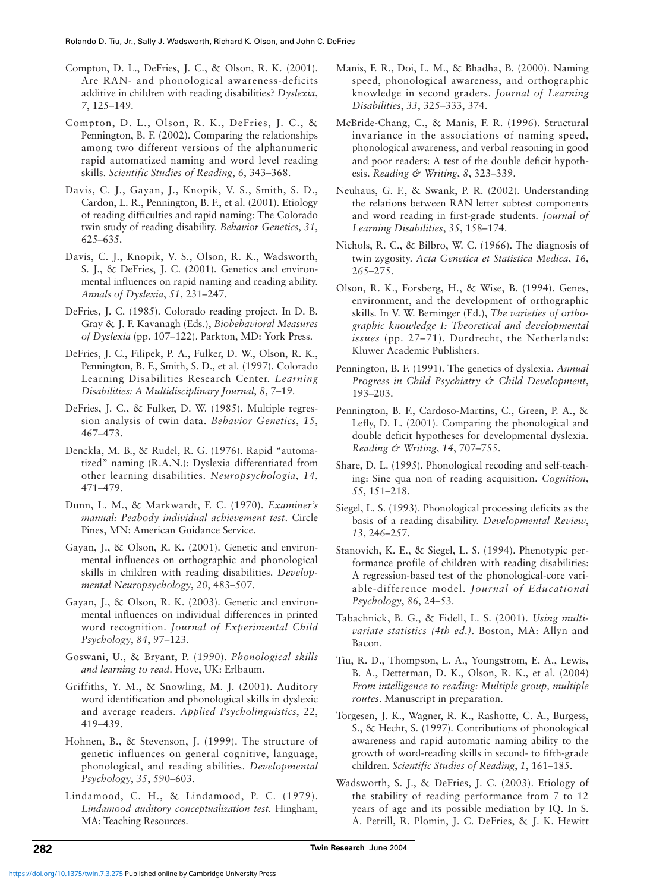Compton, D. L., DeFries, J. C., & Olson, R. K. (2001). Are RAN- and phonological awareness-deficits additive in children with reading disabilities? *Dyslexia*, *7*, 125–149.

Compton, D. L., Olson, R. K., DeFries, J. C., & Pennington, B. F. (2002). Comparing the relationships among two different versions of the alphanumeric rapid automatized naming and word level reading skills. *Scientific Studies of Reading*, *6*, 343–368.

Davis, C. J., Gayan, J., Knopik, V. S., Smith, S. D., Cardon, L. R., Pennington, B. F., et al. (2001). Etiology of reading difficulties and rapid naming: The Colorado twin study of reading disability. *Behavior Genetics*, *31*, 625–635.

Davis, C. J., Knopik, V. S., Olson, R. K., Wadsworth, S. J., & DeFries, J. C. (2001). Genetics and environmental influences on rapid naming and reading ability. *Annals of Dyslexia*, *51*, 231–247.

DeFries, J. C. (1985). Colorado reading project. In D. B. Gray & J. F. Kavanagh (Eds.), *Biobehavioral Measures of Dyslexia* (pp. 107–122). Parkton, MD: York Press.

DeFries, J. C., Filipek, P. A., Fulker, D. W., Olson, R. K., Pennington, B. F., Smith, S. D., et al. (1997). Colorado Learning Disabilities Research Center. *Learning Disabilities: A Multidisciplinary Journal*, *8*, 7–19.

DeFries, J. C., & Fulker, D. W. (1985). Multiple regression analysis of twin data. *Behavior Genetics*, *15*, 467–473.

Denckla, M. B., & Rudel, R. G. (1976). Rapid "automatized" naming (R.A.N.): Dyslexia differentiated from other learning disabilities. *Neuropsychologia*, *14*, 471–479.

Dunn, L. M., & Markwardt, F. C. (1970). *Examiner's manual: Peabody individual achievement test*. Circle Pines, MN: American Guidance Service.

Gayan, J., & Olson, R. K. (2001). Genetic and environmental influences on orthographic and phonological skills in children with reading disabilities. *Developmental Neuropsychology*, *20*, 483–507.

Gayan, J., & Olson, R. K. (2003). Genetic and environmental influences on individual differences in printed word recognition. *Journal of Experimental Child Psychology*, *84*, 97–123.

Goswani, U., & Bryant, P. (1990). *Phonological skills and learning to read*. Hove, UK: Erlbaum.

Griffiths, Y. M., & Snowling, M. J. (2001). Auditory word identification and phonological skills in dyslexic and average readers. *Applied Psycholinguistics*, *22*, 419–439.

Hohnen, B., & Stevenson, J. (1999). The structure of genetic influences on general cognitive, language, phonological, and reading abilities. *Developmental Psychology*, *35*, 590–603.

Lindamood, C. H., & Lindamood, P. C. (1979). *Lindamood auditory conceptualization test*. Hingham, MA: Teaching Resources.

Manis, F. R., Doi, L. M., & Bhadha, B. (2000). Naming speed, phonological awareness, and orthographic knowledge in second graders. *Journal of Learning Disabilities*, *33*, 325–333, 374.

McBride-Chang, C., & Manis, F. R. (1996). Structural invariance in the associations of naming speed, phonological awareness, and verbal reasoning in good and poor readers: A test of the double deficit hypothesis. *Reading & Writing*, *8*, 323–339.

Neuhaus, G. F., & Swank, P. R. (2002). Understanding the relations between RAN letter subtest components and word reading in first-grade students. *Journal of Learning Disabilities*, *35*, 158–174.

Nichols, R. C., & Bilbro, W. C. (1966). The diagnosis of twin zygosity. *Acta Genetica et Statistica Medica*, *16*, 265–275.

Olson, R. K., Forsberg, H., & Wise, B. (1994). Genes, environment, and the development of orthographic skills. In V. W. Berninger (Ed.), *The varieties of orthographic knowledge I: Theoretical and developmental issues* (pp. 27–71). Dordrecht, the Netherlands: Kluwer Academic Publishers.

Pennington, B. F. (1991). The genetics of dyslexia. *Annual Progress in Child Psychiatry & Child Development*, 193–203.

Pennington, B. F., Cardoso-Martins, C., Green, P. A., & Lefly, D. L. (2001). Comparing the phonological and double deficit hypotheses for developmental dyslexia. *Reading & Writing*, *14*, 707–755.

Share, D. L. (1995). Phonological recoding and self-teaching: Sine qua non of reading acquisition. *Cognition*, *55*, 151–218.

Siegel, L. S. (1993). Phonological processing deficits as the basis of a reading disability. *Developmental Review*, *13*, 246–257.

Stanovich, K. E., & Siegel, L. S. (1994). Phenotypic performance profile of children with reading disabilities: A regression-based test of the phonological-core variable-difference model. *Journal of Educational Psychology*, *86*, 24–53.

Tabachnick, B. G., & Fidell, L. S. (2001). *Using multivariate statistics (4th ed.)*. Boston, MA: Allyn and Bacon.

Tiu, R. D., Thompson, L. A., Youngstrom, E. A., Lewis, B. A., Detterman, D. K., Olson, R. K., et al. (2004) *From intelligence to reading: Multiple group, multiple routes*. Manuscript in preparation.

Torgesen, J. K., Wagner, R. K., Rashotte, C. A., Burgess, S., & Hecht, S. (1997). Contributions of phonological awareness and rapid automatic naming ability to the growth of word-reading skills in second- to fifth-grade children. *Scientific Studies of Reading*, *1*, 161–185.

Wadsworth, S. J., & DeFries, J. C. (2003). Etiology of the stability of reading performance from 7 to 12 years of age and its possible mediation by IQ. In S. A. Petrill, R. Plomin, J. C. DeFries, & J. K. Hewitt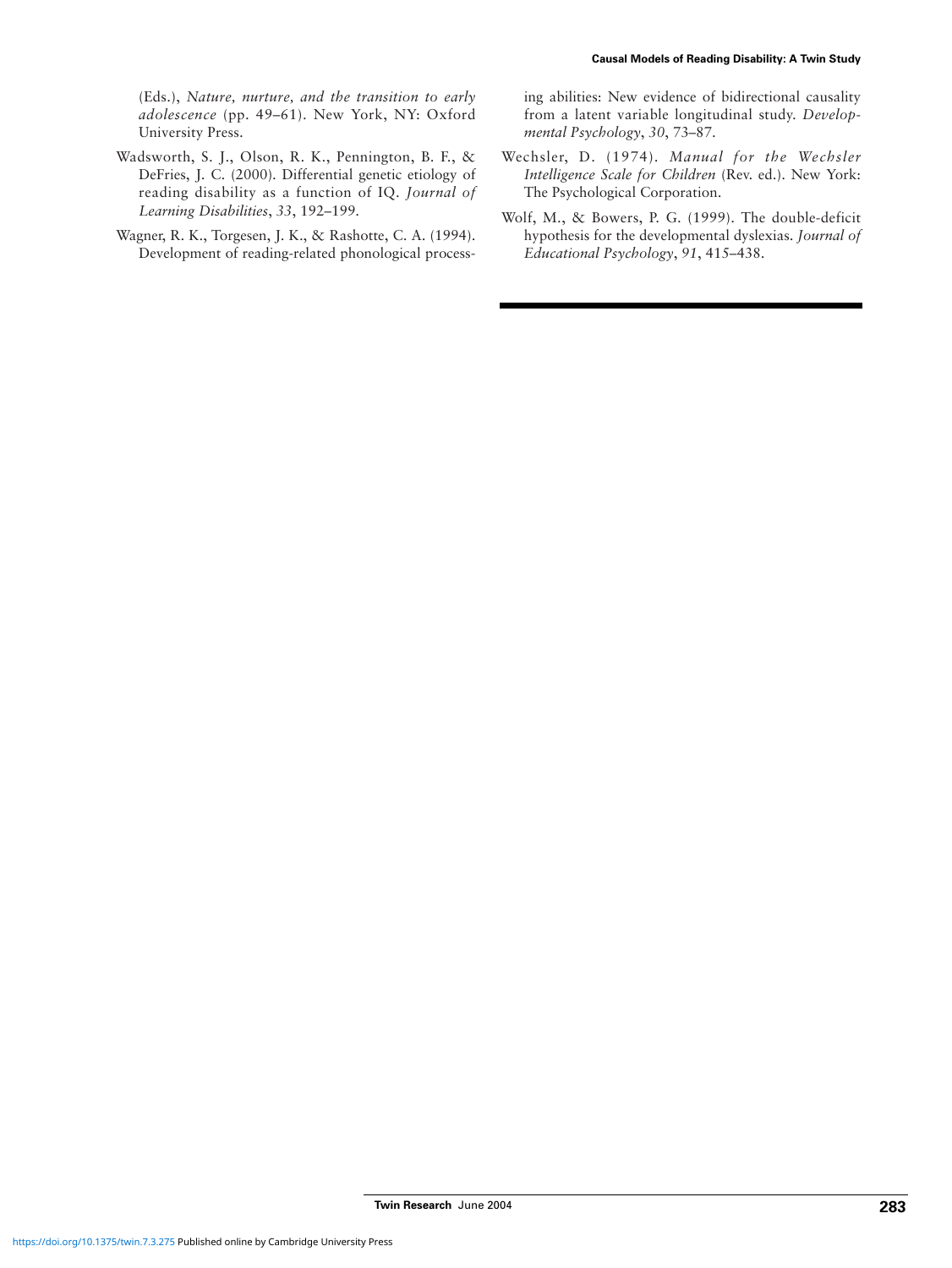(Eds.), *Nature, nurture, and the transition to early adolescence* (pp. 49–61). New York, NY: Oxford University Press.

Wadsworth, S. J., Olson, R. K., Pennington, B. F., & DeFries, J. C. (2000). Differential genetic etiology of reading disability as a function of IQ. *Journal of Learning Disabilities*, *33*, 192–199.

Wagner, R. K., Torgesen, J. K., & Rashotte, C. A. (1994). Development of reading-related phonological processing abilities: New evidence of bidirectional causality from a latent variable longitudinal study. *Developmental Psychology*, *30*, 73–87.

Wechsler, D. (1974). *Manual for the Wechsler Intelligence Scale for Children* (Rev. ed.). New York: The Psychological Corporation.

Wolf, M., & Bowers, P. G. (1999). The double-deficit hypothesis for the developmental dyslexias. *Journal of Educational Psychology*, *91*, 415–438.